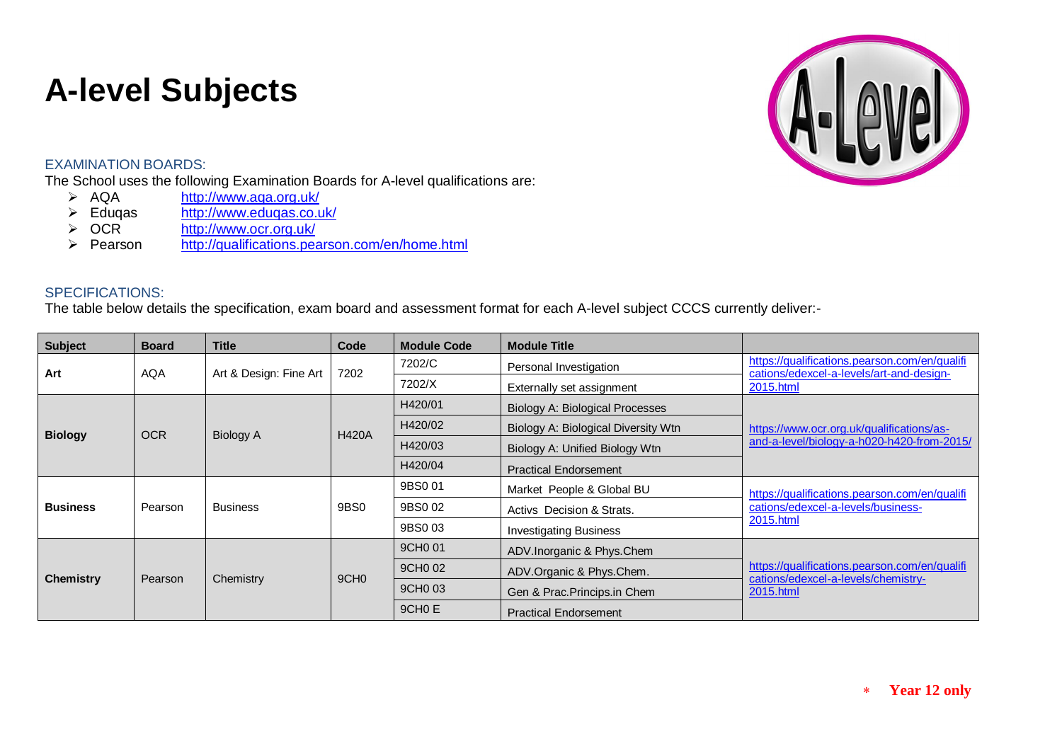# A-level Subjects

EXAMINATION BOARDS:

The School uses the following Examination Boards for A-level qualifications are:

- AQA http://www.aqa.org.uk/
- Eduqas http://www.eduqas.co.uk/
- OCR http://www.ocr.org.uk/
- Pearson http://qualifications.pearson.com/en/home.html

SPECIFICATIONS:

The table below details the specification, exam board and assessment format for each A-level subject CCCS currently deliver:-

| Subject | Board | Title | Code | Module Code | Module Title | |
|---|---|---|---|---|---|---|
| **Art** | AQA | Art & Design: Fine Art | 7202 | 7202/C | Personal Investigation | https://qualifications.pearson.com/en/qualifications/edexcel-a-levels/art-and-design-2015.html |
| | | | | 7202/X | Externally set assignment | |
| **Biology** | OCR | Biology A | H420A | H420/01 | Biology A: Biological Processes | https://www.ocr.org.uk/qualifications/as-and-a-level/biology-a-h020-h420-from-2015/ |
| | | | | H420/02 | Biology A: Biological Diversity Wtn | |
| | | | | H420/03 | Biology A: Unified Biology Wtn | |
| | | | | H420/04 | Practical Endorsement | |
| **Business** | Pearson | Business | 9BS0 | 9BS0 01 | Market People & Global BU | https://qualifications.pearson.com/en/qualifications/edexcel-a-levels/business-2015.html |
| | | | | 9BS0 02 | Activs Decision & Strats. | |
| | | | | 9BS0 03 | Investigating Business | |
| **Chemistry** | Pearson | Chemistry | 9CH0 | 9CH0 01 | ADV.Inorganic & Phys.Chem | https://qualifications.pearson.com/en/qualifications/edexcel-a-levels/chemistry-2015.html |
| | | | | 9CH0 02 | ADV.Organic & Phys.Chem. | |
| | | | | 9CH0 03 | Gen & Prac.Princips.in Chem | |
| | | | | 9CH0 E | Practical Endorsement | |

* **Year 12 only**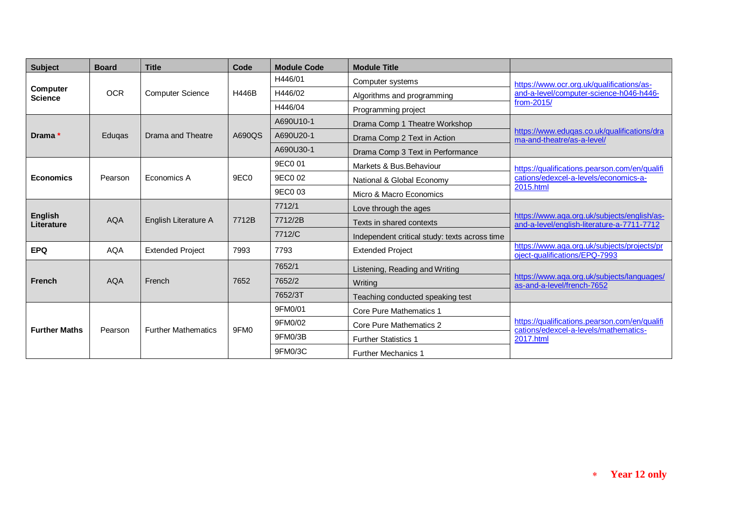| Subject | Board | Title | Code | Module Code | Module Title | |
|---|---|---|---|---|---|---|
| **Computer Science** | OCR | Computer Science | H446B | H446/01 | Computer systems | https://www.ocr.org.uk/qualifications/as-and-a-level/computer-science-h046-h446-from-2015/ |
| | | | | H446/02 | Algorithms and programming | |
| | | | | H446/04 | Programming project | |
| **Drama** * | Eduqas | Drama and Theatre | A690QS | A690U10-1 | Drama Comp 1 Theatre Workshop | https://www.eduqas.co.uk/qualifications/drama-and-theatre/as-a-level/ |
| | | | | A690U20-1 | Drama Comp 2 Text in Action | |
| | | | | A690U30-1 | Drama Comp 3 Text in Performance | |
| **Economics** | Pearson | Economics A | 9EC0 | 9EC0 01 | Markets & Bus.Behaviour | https://qualifications.pearson.com/en/qualifications/edexcel-a-levels/economics-a-2015.html |
| | | | | 9EC0 02 | National & Global Economy | |
| | | | | 9EC0 03 | Micro & Macro Economics | |
| **English Literature** | AQA | English Literature A | 7712B | 7712/1 | Love through the ages | https://www.aqa.org.uk/subjects/english/as-and-a-level/english-literature-a-7711-7712 |
| | | | | 7712/2B | Texts in shared contexts | |
| | | | | 7712/C | Independent critical study: texts across time | |
| **EPQ** | AQA | Extended Project | 7993 | 7793 | Extended Project | https://www.aqa.org.uk/subjects/projects/project-qualifications/EPQ-7993 |
| **French** | AQA | French | 7652 | 7652/1 | Listening, Reading and Writing | https://www.aqa.org.uk/subjects/languages/as-and-a-level/french-7652 |
| | | | | 7652/2 | Writing | |
| | | | | 7652/3T | Teaching conducted speaking test | |
| **Further Maths** | Pearson | Further Mathematics | 9FM0 | 9FM0/01 | Core Pure Mathematics 1 | https://qualifications.pearson.com/en/qualifications/edexcel-a-levels/mathematics-2017.html |
| | | | | 9FM0/02 | Core Pure Mathematics 2 | |
| | | | | 9FM0/3B | Further Statistics 1 | |
| | | | | 9FM0/3C | Further Mechanics 1 | |

* **Year 12 only**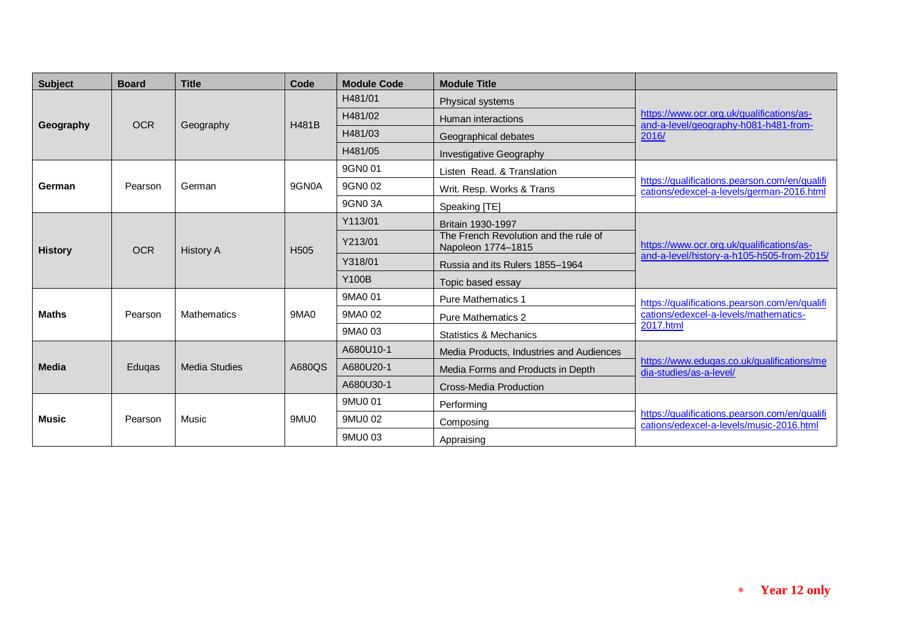| Subject | Board | Title | Code | Module Code | Module Title | |
|---|---|---|---|---|---|---|
| **Geography** | OCR | Geography | H481B | H481/01 | Physical systems | https://www.ocr.org.uk/qualifications/as-and-a-level/geography-h081-h481-from-2016/ |
| | | | | H481/02 | Human interactions | |
| | | | | H481/03 | Geographical debates | |
| | | | | H481/05 | Investigative Geography | |
| **German** | Pearson | German | 9GN0A | 9GN0 01 | Listen Read. & Translation | https://qualifications.pearson.com/en/qualifications/edexcel-a-levels/german-2016.html |
| | | | | 9GN0 02 | Writ. Resp. Works & Trans | |
| | | | | 9GN0 3A | Speaking [TE] | |
| **History** | OCR | History A | H505 | Y113/01 | Britain 1930-1997 | https://www.ocr.org.uk/qualifications/as-and-a-level/history-a-h105-h505-from-2015/ |
| | | | | Y213/01 | The French Revolution and the rule of Napoleon 1774–1815 | |
| | | | | Y318/01 | Russia and its Rulers 1855–1964 | |
| | | | | Y100B | Topic based essay | |
| **Maths** | Pearson | Mathematics | 9MA0 | 9MA0 01 | Pure Mathematics 1 | https://qualifications.pearson.com/en/qualifications/edexcel-a-levels/mathematics-2017.html |
| | | | | 9MA0 02 | Pure Mathematics 2 | |
| | | | | 9MA0 03 | Statistics & Mechanics | |
| **Media** | Eduqas | Media Studies | A680QS | A680U10-1 | Media Products, Industries and Audiences | https://www.eduqas.co.uk/qualifications/media-studies/as-a-level/ |
| | | | | A680U20-1 | Media Forms and Products in Depth | |
| | | | | A680U30-1 | Cross-Media Production | |
| **Music** | Pearson | Music | 9MU0 | 9MU0 01 | Performing | https://qualifications.pearson.com/en/qualifications/edexcel-a-levels/music-2016.html |
| | | | | 9MU0 02 | Composing | |
| | | | | 9MU0 03 | Appraising | |

* **Year 12 only**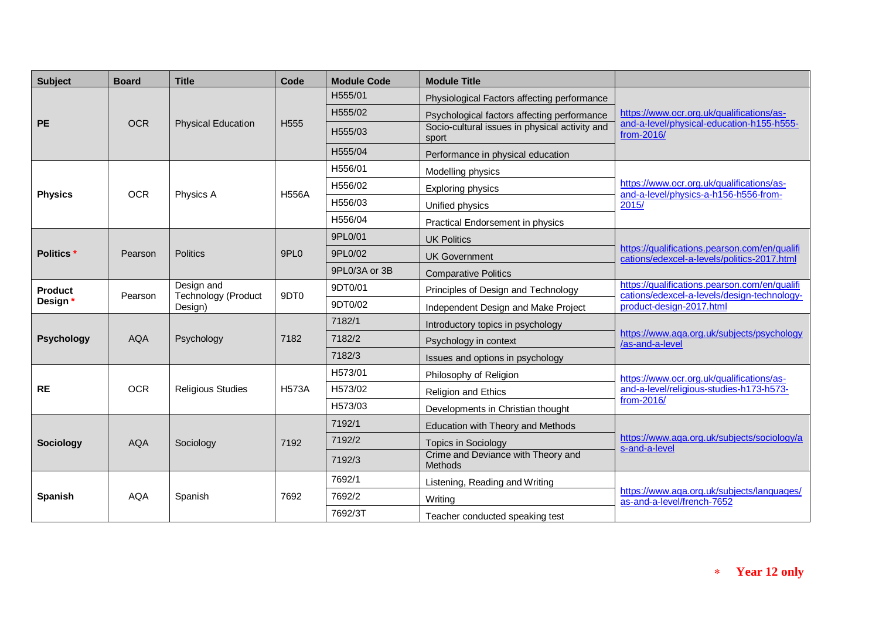| Subject | Board | Title | Code | Module Code | Module Title | |
|---|---|---|---|---|---|---|
| **PE** | OCR | Physical Education | H555 | H555/01 | Physiological Factors affecting performance | https://www.ocr.org.uk/qualifications/as-and-a-level/physical-education-h155-h555-from-2016/ |
| | | | | H555/02 | Psychological factors affecting performance | |
| | | | | H555/03 | Socio-cultural issues in physical activity and sport | |
| | | | | H555/04 | Performance in physical education | |
| **Physics** | OCR | Physics A | H556A | H556/01 | Modelling physics | https://www.ocr.org.uk/qualifications/as-and-a-level/physics-a-h156-h556-from-2015/ |
| | | | | H556/02 | Exploring physics | |
| | | | | H556/03 | Unified physics | |
| | | | | H556/04 | Practical Endorsement in physics | |
| **Politics** * | Pearson | Politics | 9PL0 | 9PL0/01 | UK Politics | https://qualifications.pearson.com/en/qualifications/edexcel-a-levels/politics-2017.html |
| | | | | 9PL0/02 | UK Government | |
| | | | | 9PL0/3A or 3B | Comparative Politics | |
| **Product Design** * | Pearson | Design and Technology (Product Design) | 9DT0 | 9DT0/01 | Principles of Design and Technology | https://qualifications.pearson.com/en/qualifications/edexcel-a-levels/design-technology-product-design-2017.html |
| | | | | 9DT0/02 | Independent Design and Make Project | |
| **Psychology** | AQA | Psychology | 7182 | 7182/1 | Introductory topics in psychology | https://www.aqa.org.uk/subjects/psychology/as-and-a-level |
| | | | | 7182/2 | Psychology in context | |
| | | | | 7182/3 | Issues and options in psychology | |
| **RE** | OCR | Religious Studies | H573A | H573/01 | Philosophy of Religion | https://www.ocr.org.uk/qualifications/as-and-a-level/religious-studies-h173-h573-from-2016/ |
| | | | | H573/02 | Religion and Ethics | |
| | | | | H573/03 | Developments in Christian thought | |
| **Sociology** | AQA | Sociology | 7192 | 7192/1 | Education with Theory and Methods | https://www.aqa.org.uk/subjects/sociology/as-and-a-level |
| | | | | 7192/2 | Topics in Sociology | |
| | | | | 7192/3 | Crime and Deviance with Theory and Methods | |
| **Spanish** | AQA | Spanish | 7692 | 7692/1 | Listening, Reading and Writing | https://www.aqa.org.uk/subjects/languages/as-and-a-level/french-7652 |
| | | | | 7692/2 | Writing | |
| | | | | 7692/3T | Teacher conducted speaking test | |

* **Year 12 only**